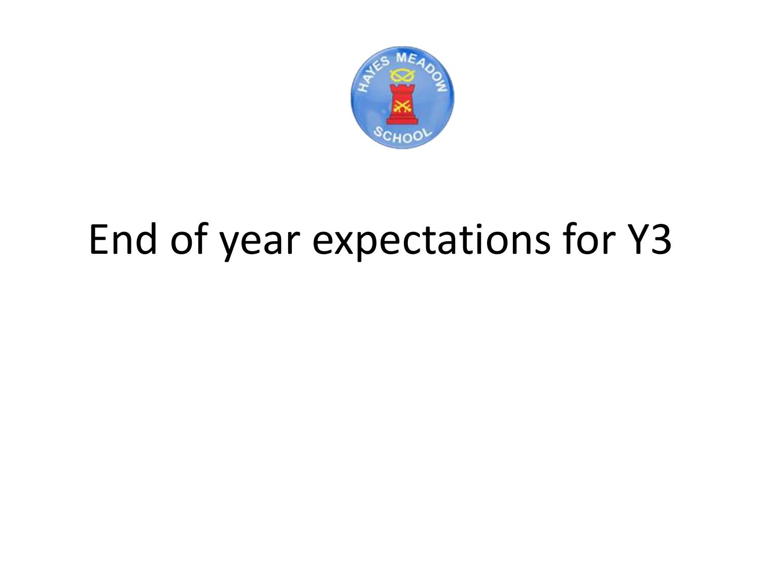# End of year expectations for Y3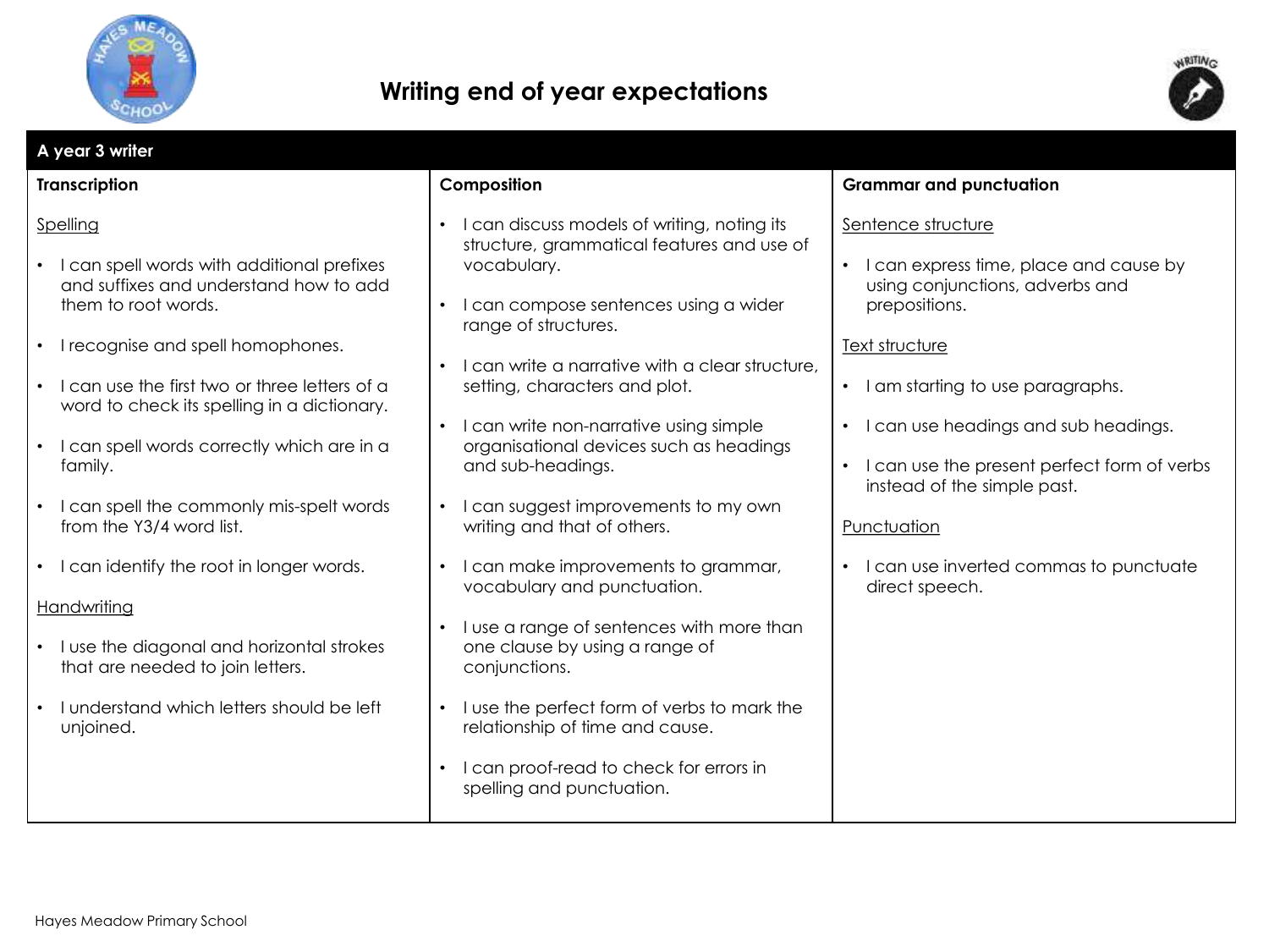# Writing end of year expectations

## A year 3 writer

### Transcription

Spelling

- I can spell words with additional prefixes and suffixes and understand how to add them to root words.
- I recognise and spell homophones.
- I can use the first two or three letters of a word to check its spelling in a dictionary.
- I can spell words correctly which are in a family.
- I can spell the commonly mis-spelt words from the Y3/4 word list.
- I can identify the root in longer words.

Handwriting

- I use the diagonal and horizontal strokes that are needed to join letters.
- I understand which letters should be left unjoined.

### Composition

- I can discuss models of writing, noting its structure, grammatical features and use of vocabulary.
- I can compose sentences using a wider range of structures.
- I can write a narrative with a clear structure, setting, characters and plot.
- I can write non-narrative using simple organisational devices such as headings and sub-headings.
- I can suggest improvements to my own writing and that of others.
- I can make improvements to grammar, vocabulary and punctuation.
- I use a range of sentences with more than one clause by using a range of conjunctions.
- I use the perfect form of verbs to mark the relationship of time and cause.
- I can proof-read to check for errors in spelling and punctuation.

### Grammar and punctuation

Sentence structure

- I can express time, place and cause by using conjunctions, adverbs and prepositions.

Text structure

- I am starting to use paragraphs.
- I can use headings and sub headings.
- I can use the present perfect form of verbs instead of the simple past.

Punctuation

- I can use inverted commas to punctuate direct speech.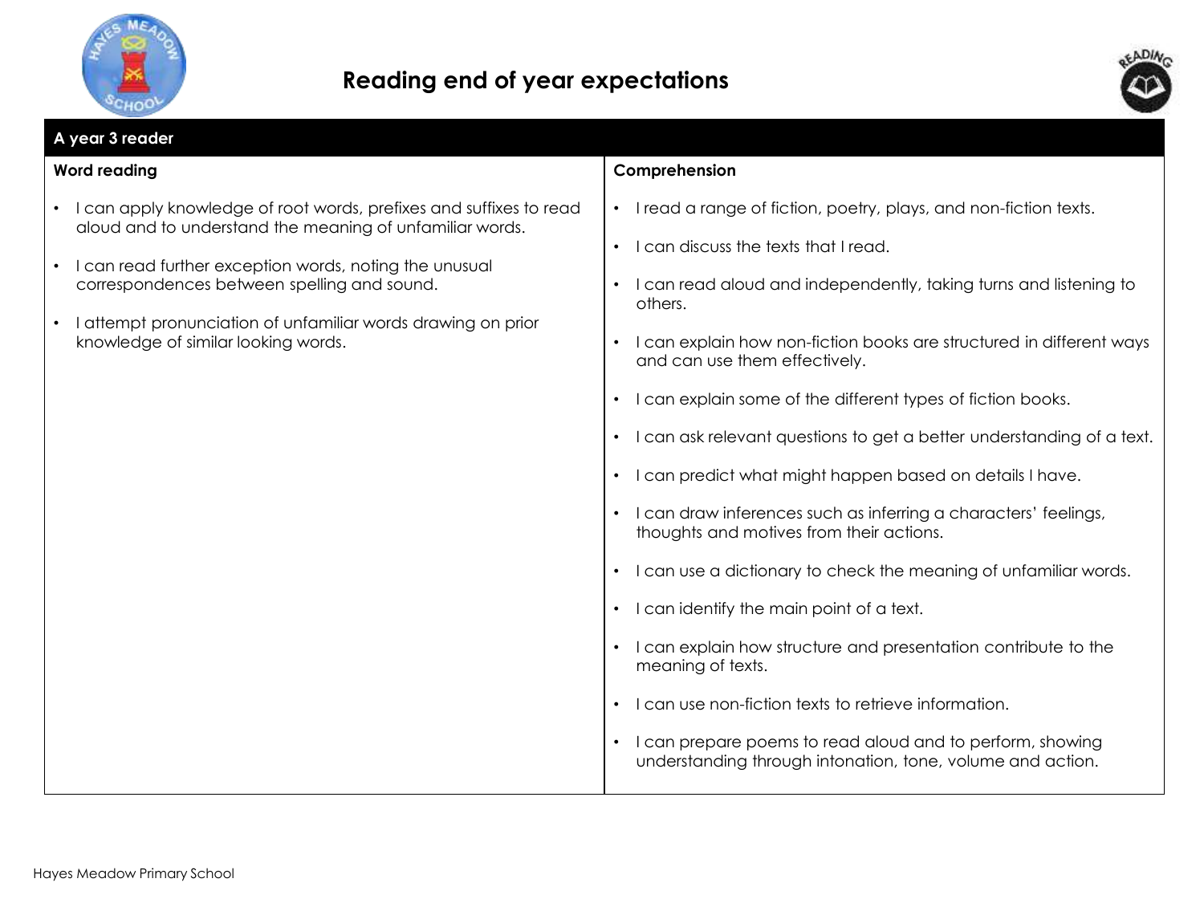# Reading end of year expectations

## A year 3 reader

### Word reading

- I can apply knowledge of root words, prefixes and suffixes to read aloud and to understand the meaning of unfamiliar words.
- I can read further exception words, noting the unusual correspondences between spelling and sound.
- I attempt pronunciation of unfamiliar words drawing on prior knowledge of similar looking words.

### Comprehension

- I read a range of fiction, poetry, plays, and non-fiction texts.
- I can discuss the texts that I read.
- I can read aloud and independently, taking turns and listening to others.
- I can explain how non-fiction books are structured in different ways and can use them effectively.
- I can explain some of the different types of fiction books.
- I can ask relevant questions to get a better understanding of a text.
- I can predict what might happen based on details I have.
- I can draw inferences such as inferring a characters' feelings, thoughts and motives from their actions.
- I can use a dictionary to check the meaning of unfamiliar words.
- I can identify the main point of a text.
- I can explain how structure and presentation contribute to the meaning of texts.
- I can use non-fiction texts to retrieve information.
- I can prepare poems to read aloud and to perform, showing understanding through intonation, tone, volume and action.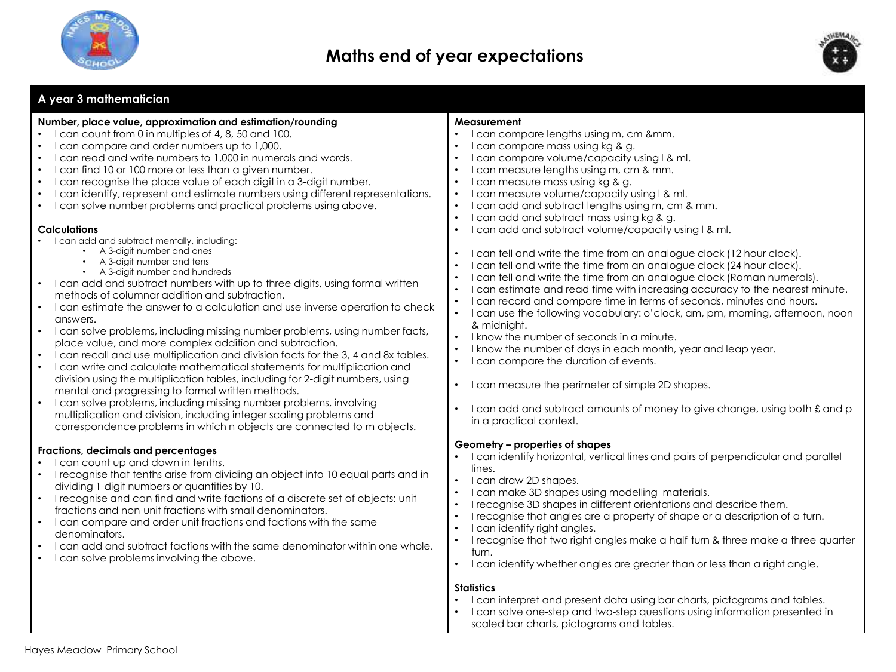# Maths end of year expectations

## A year 3 mathematician

**Number, place value, approximation and estimation/rounding**

- I can count from 0 in multiples of 4, 8, 50 and 100.
- I can compare and order numbers up to 1,000.
- I can read and write numbers to 1,000 in numerals and words.
- I can find 10 or 100 more or less than a given number.
- I can recognise the place value of each digit in a 3-digit number.
- I can identify, represent and estimate numbers using different representations.
- I can solve number problems and practical problems using above.

**Calculations**

- I can add and subtract mentally, including:
    - A 3-digit number and ones
    - A 3-digit number and tens
    - A 3-digit number and hundreds
- I can add and subtract numbers with up to three digits, using formal written methods of columnar addition and subtraction.
- I can estimate the answer to a calculation and use inverse operation to check answers.
- I can solve problems, including missing number problems, using number facts, place value, and more complex addition and subtraction.
- I can recall and use multiplication and division facts for the 3, 4 and 8x tables.
- I can write and calculate mathematical statements for multiplication and division using the multiplication tables, including for 2-digit numbers, using mental and progressing to formal written methods.
- I can solve problems, including missing number problems, involving multiplication and division, including integer scaling problems and correspondence problems in which n objects are connected to m objects.

**Fractions, decimals and percentages**

- I can count up and down in tenths.
- I recognise that tenths arise from dividing an object into 10 equal parts and in dividing 1-digit numbers or quantities by 10.
- I recognise and can find and write factions of a discrete set of objects: unit fractions and non-unit fractions with small denominators.
- I can compare and order unit fractions and factions with the same denominators.
- I can add and subtract factions with the same denominator within one whole.
- I can solve problems involving the above.

**Measurement**

- I can compare lengths using m, cm &mm.
- I can compare mass using kg & g.
- I can compare volume/capacity using l & ml.
- I can measure lengths using m, cm & mm.
- I can measure mass using kg & g.
- I can measure volume/capacity using l & ml.
- I can add and subtract lengths using m, cm & mm.
- I can add and subtract mass using kg & g.
- I can add and subtract volume/capacity using l & ml.

- I can tell and write the time from an analogue clock (12 hour clock).
- I can tell and write the time from an analogue clock (24 hour clock).
- I can tell and write the time from an analogue clock (Roman numerals).
- I can estimate and read time with increasing accuracy to the nearest minute.
- I can record and compare time in terms of seconds, minutes and hours.
- I can use the following vocabulary: o'clock, am, pm, morning, afternoon, noon & midnight.
- I know the number of seconds in a minute.
- I know the number of days in each month, year and leap year.
- I can compare the duration of events.

- I can measure the perimeter of simple 2D shapes.

- I can add and subtract amounts of money to give change, using both £ and p in a practical context.

**Geometry – properties of shapes**

- I can identify horizontal, vertical lines and pairs of perpendicular and parallel lines.
- I can draw 2D shapes.
- I can make 3D shapes using modelling materials.
- I recognise 3D shapes in different orientations and describe them.
- I recognise that angles are a property of shape or a description of a turn.
- I can identify right angles.
- I recognise that two right angles make a half-turn & three make a three quarter turn.
- I can identify whether angles are greater than or less than a right angle.

**Statistics**

- I can interpret and present data using bar charts, pictograms and tables.
- I can solve one-step and two-step questions using information presented in scaled bar charts, pictograms and tables.

Hayes Meadow Primary School